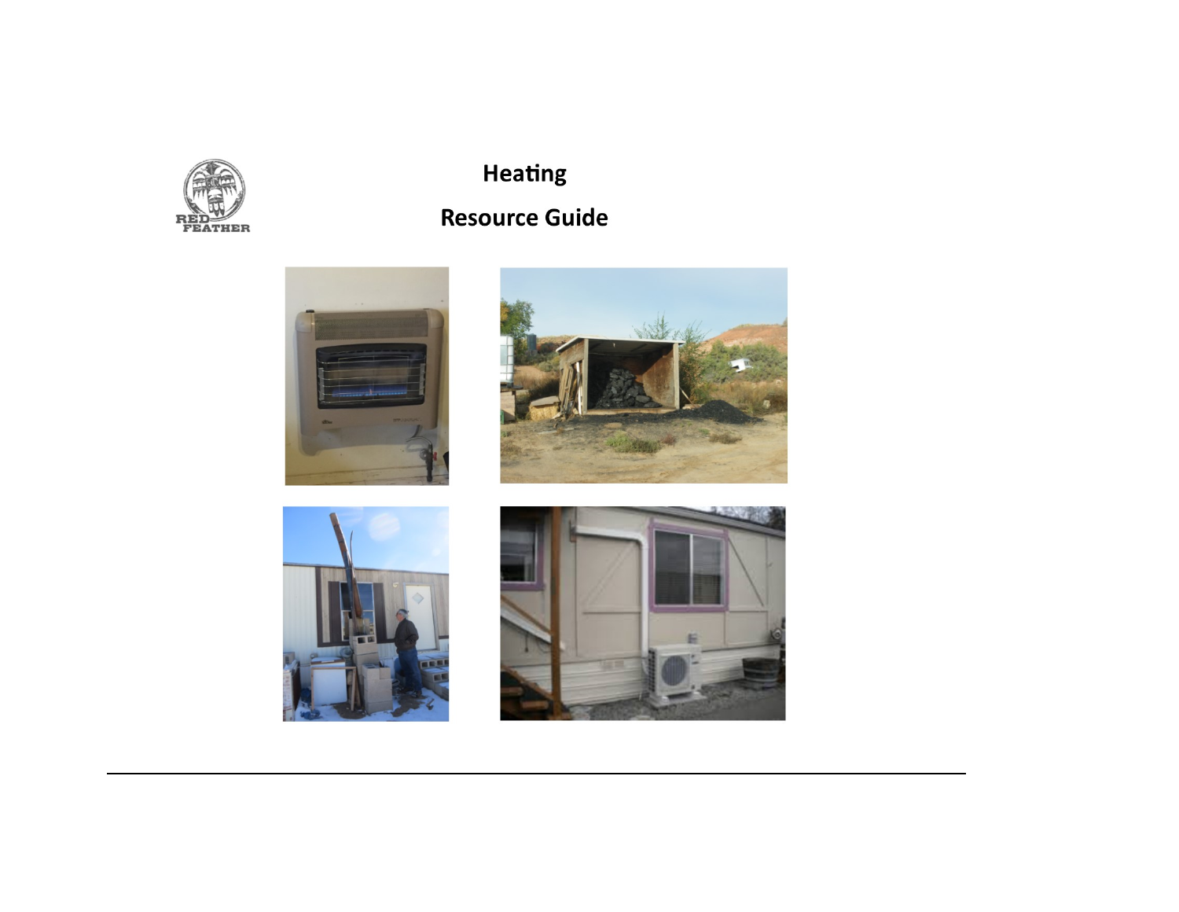# Heating

# Resource Guide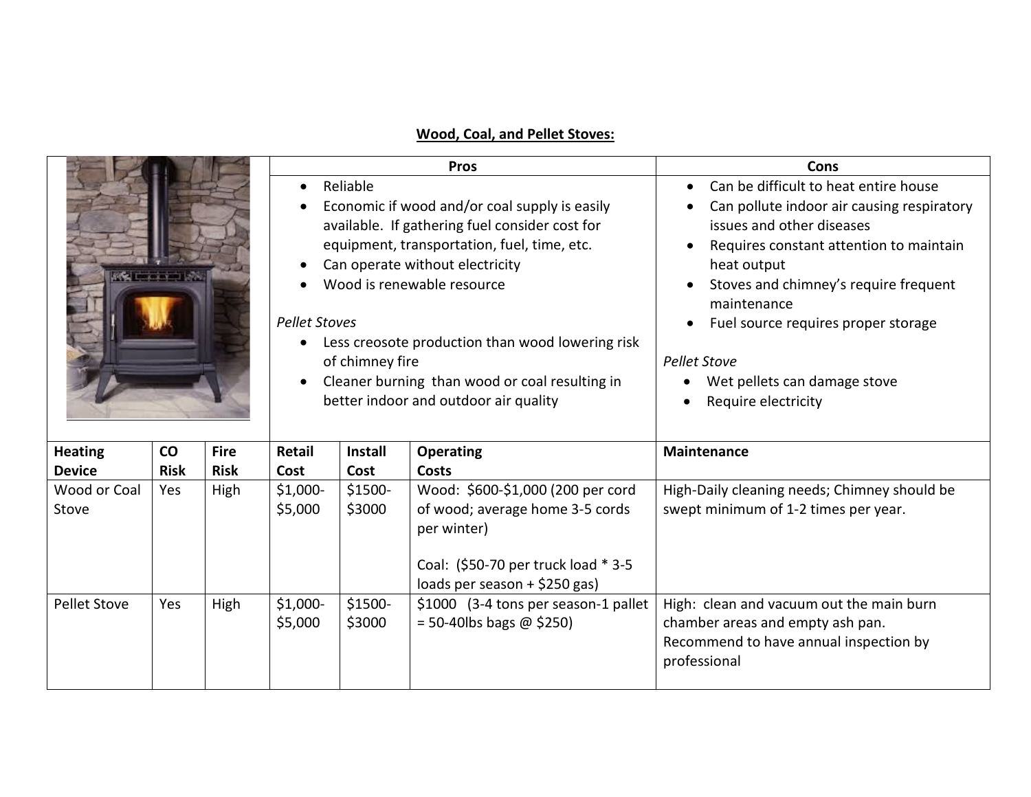**Wood, Coal, and Pellet Stoves:**

| | | | Pros | | | Cons |
|---|---|---|---|---|---|---|
| | | | • Reliable<br>• Economic if wood and/or coal supply is easily available. If gathering fuel consider cost for equipment, transportation, fuel, time, etc.<br>• Can operate without electricity<br>• Wood is renewable resource<br><br>*Pellet Stoves*<br>• Less creosote production than wood lowering risk of chimney fire<br>• Cleaner burning than wood or coal resulting in better indoor and outdoor air quality | | | • Can be difficult to heat entire house<br>• Can pollute indoor air causing respiratory issues and other diseases<br>• Requires constant attention to maintain heat output<br>• Stoves and chimney's require frequent maintenance<br>• Fuel source requires proper storage<br><br>*Pellet Stove*<br>• Wet pellets can damage stove<br>• Require electricity |
| **Heating Device** | **CO Risk** | **Fire Risk** | **Retail Cost** | **Install Cost** | **Operating Costs** | **Maintenance** |
| Wood or Coal Stove | Yes | High | $1,000-$5,000 | $1500-$3000 | Wood: $600-$1,000 (200 per cord of wood; average home 3-5 cords per winter)<br><br>Coal: ($50-70 per truck load * 3-5 loads per season + $250 gas) | High-Daily cleaning needs; Chimney should be swept minimum of 1-2 times per year. |
| Pellet Stove | Yes | High | $1,000-$5,000 | $1500-$3000 | $1000 (3-4 tons per season-1 pallet = 50-40lbs bags @ $250) | High: clean and vacuum out the main burn chamber areas and empty ash pan. Recommend to have annual inspection by professional |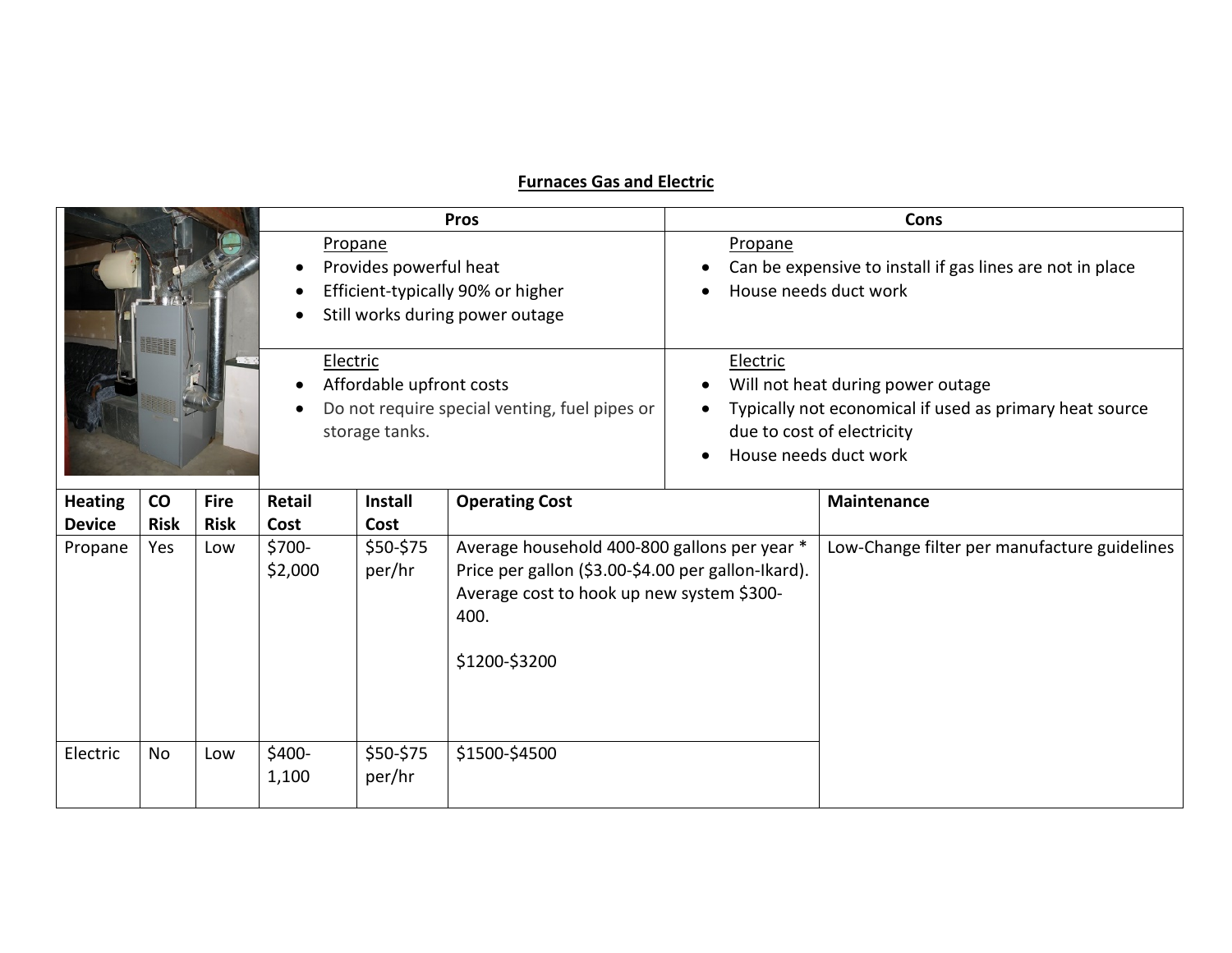## Furnaces Gas and Electric

| | Pros | Cons |
|---|---|---|
| | Propane<br>• Provides powerful heat<br>• Efficient-typically 90% or higher<br>• Still works during power outage | Propane<br>• Can be expensive to install if gas lines are not in place<br>• House needs duct work |
| | Electric<br>• Affordable upfront costs<br>• Do not require special venting, fuel pipes or storage tanks. | Electric<br>• Will not heat during power outage<br>• Typically not economical if used as primary heat source due to cost of electricity<br>• House needs duct work |

| Heating Device | CO Risk | Fire Risk | Retail Cost | Install Cost | Operating Cost | Maintenance |
|---|---|---|---|---|---|---|
| Propane | Yes | Low | $700-$2,000 | $50-$75 per/hr | Average household 400-800 gallons per year * Price per gallon ($3.00-$4.00 per gallon-Ikard). Average cost to hook up new system $300-400.<br><br>$1200-$3200 | Low-Change filter per manufacture guidelines |
| Electric | No | Low | $400-1,100 | $50-$75 per/hr | $1500-$4500 | |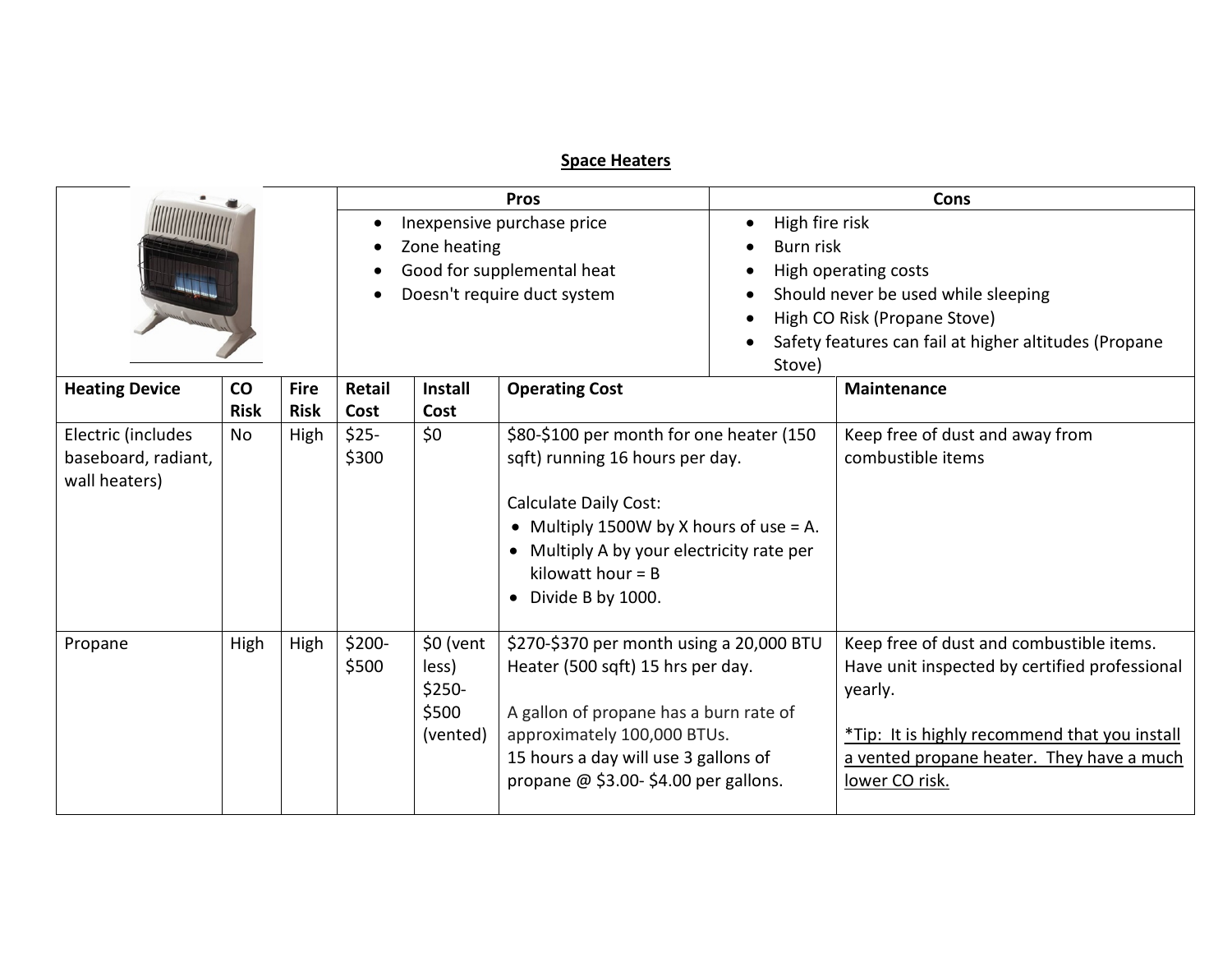## Space Heaters

| | Pros | Cons |
|---|---|---|
| | • Inexpensive purchase price<br>• Zone heating<br>• Good for supplemental heat<br>• Doesn't require duct system | • High fire risk<br>• Burn risk<br>• High operating costs<br>• Should never be used while sleeping<br>• High CO Risk (Propane Stove)<br>• Safety features can fail at higher altitudes (Propane Stove) |

| Heating Device | CO Risk | Fire Risk | Retail Cost | Install Cost | Operating Cost | Maintenance |
|---|---|---|---|---|---|---|
| Electric (includes baseboard, radiant, wall heaters) | No | High | $25-$300 | $0 | $80-$100 per month for one heater (150 sqft) running 16 hours per day.<br><br>Calculate Daily Cost:<br>• Multiply 1500W by X hours of use = A.<br>• Multiply A by your electricity rate per kilowatt hour = B<br>• Divide B by 1000. | Keep free of dust and away from combustible items |
| Propane | High | High | $200-$500 | $0 (vent less)<br>$250-$500 (vented) | $270-$370 per month using a 20,000 BTU Heater (500 sqft) 15 hrs per day.<br><br>A gallon of propane has a burn rate of approximately 100,000 BTUs.<br>15 hours a day will use 3 gallons of propane @ $3.00- $4.00 per gallons. | Keep free of dust and combustible items. Have unit inspected by certified professional yearly.<br><br>*Tip: It is highly recommend that you install a vented propane heater. They have a much lower CO risk.* |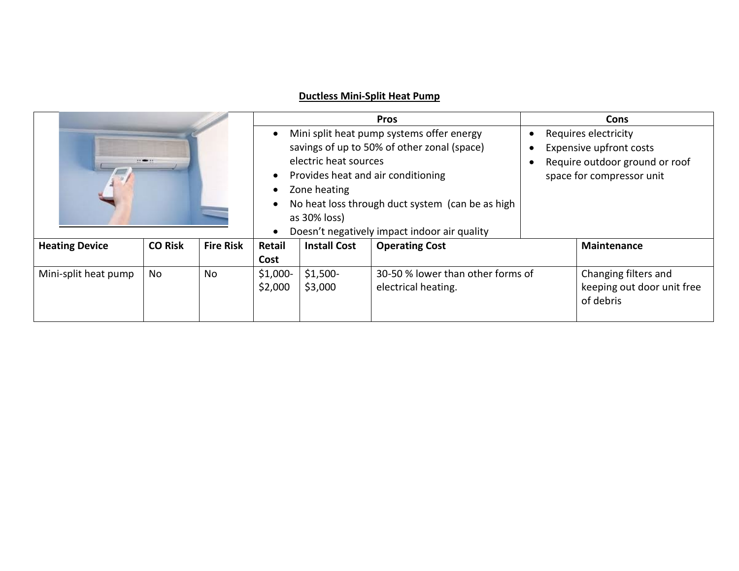## Ductless Mini-Split Heat Pump

| | Pros | Cons |
|---|---|---|
| | • Mini split heat pump systems offer energy savings of up to 50% of other zonal (space) electric heat sources<br>• Provides heat and air conditioning<br>• Zone heating<br>• No heat loss through duct system (can be as high as 30% loss)<br>• Doesn't negatively impact indoor air quality | • Requires electricity<br>• Expensive upfront costs<br>• Require outdoor ground or roof space for compressor unit |

| Heating Device | CO Risk | Fire Risk | Retail Cost | Install Cost | Operating Cost | Maintenance |
|---|---|---|---|---|---|---|
| Mini-split heat pump | No | No | $1,000-$2,000 | $1,500-$3,000 | 30-50 % lower than other forms of electrical heating. | Changing filters and keeping out door unit free of debris |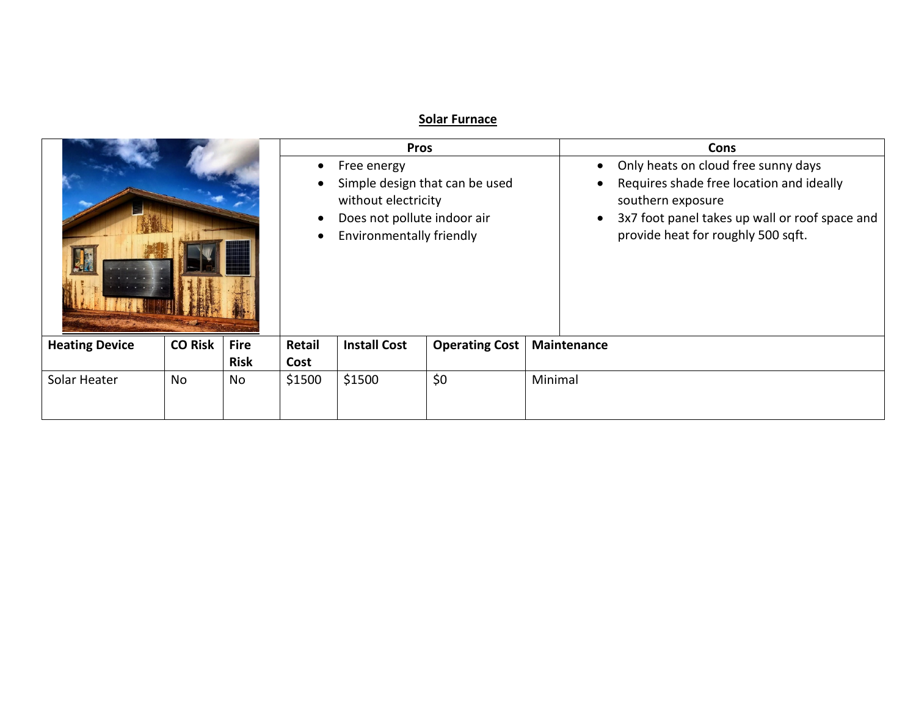## Solar Furnace

| Pros | Cons |
| --- | --- |
| • Free energy<br>• Simple design that can be used without electricity<br>• Does not pollute indoor air<br>• Environmentally friendly | • Only heats on cloud free sunny days<br>• Requires shade free location and ideally southern exposure<br>• 3x7 foot panel takes up wall or roof space and provide heat for roughly 500 sqft. |

| Heating Device | CO Risk | Fire Risk | Retail Cost | Install Cost | Operating Cost | Maintenance |
| --- | --- | --- | --- | --- | --- | --- |
| Solar Heater | No | No | $1500 | $1500 | $0 | Minimal |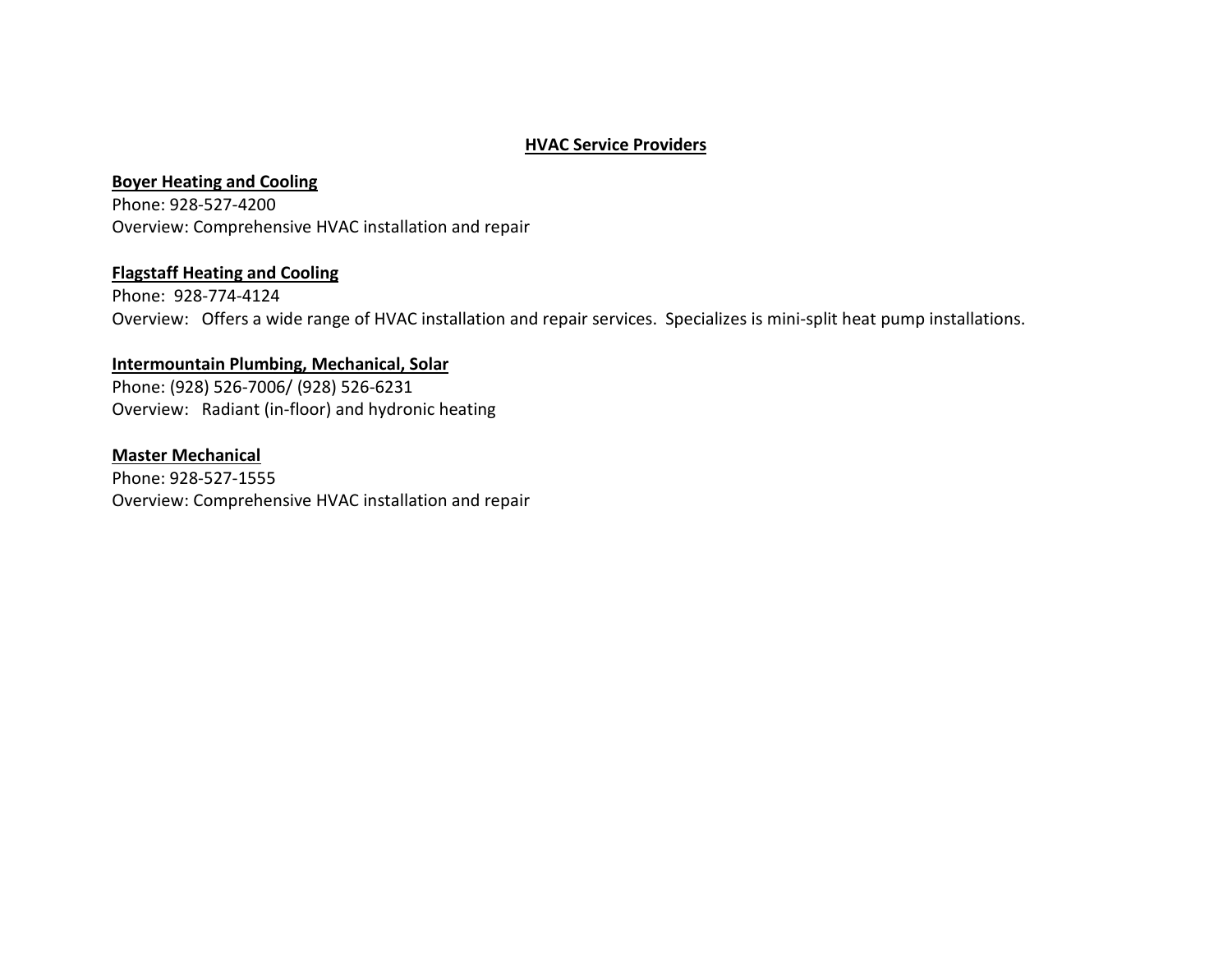## HVAC Service Providers

**Boyer Heating and Cooling**
Phone: 928-527-4200
Overview: Comprehensive HVAC installation and repair

**Flagstaff Heating and Cooling**
Phone: 928-774-4124
Overview: Offers a wide range of HVAC installation and repair services. Specializes is mini-split heat pump installations.

**Intermountain Plumbing, Mechanical, Solar**
Phone: (928) 526-7006/ (928) 526-6231
Overview: Radiant (in-floor) and hydronic heating

**Master Mechanical**
Phone: 928-527-1555
Overview: Comprehensive HVAC installation and repair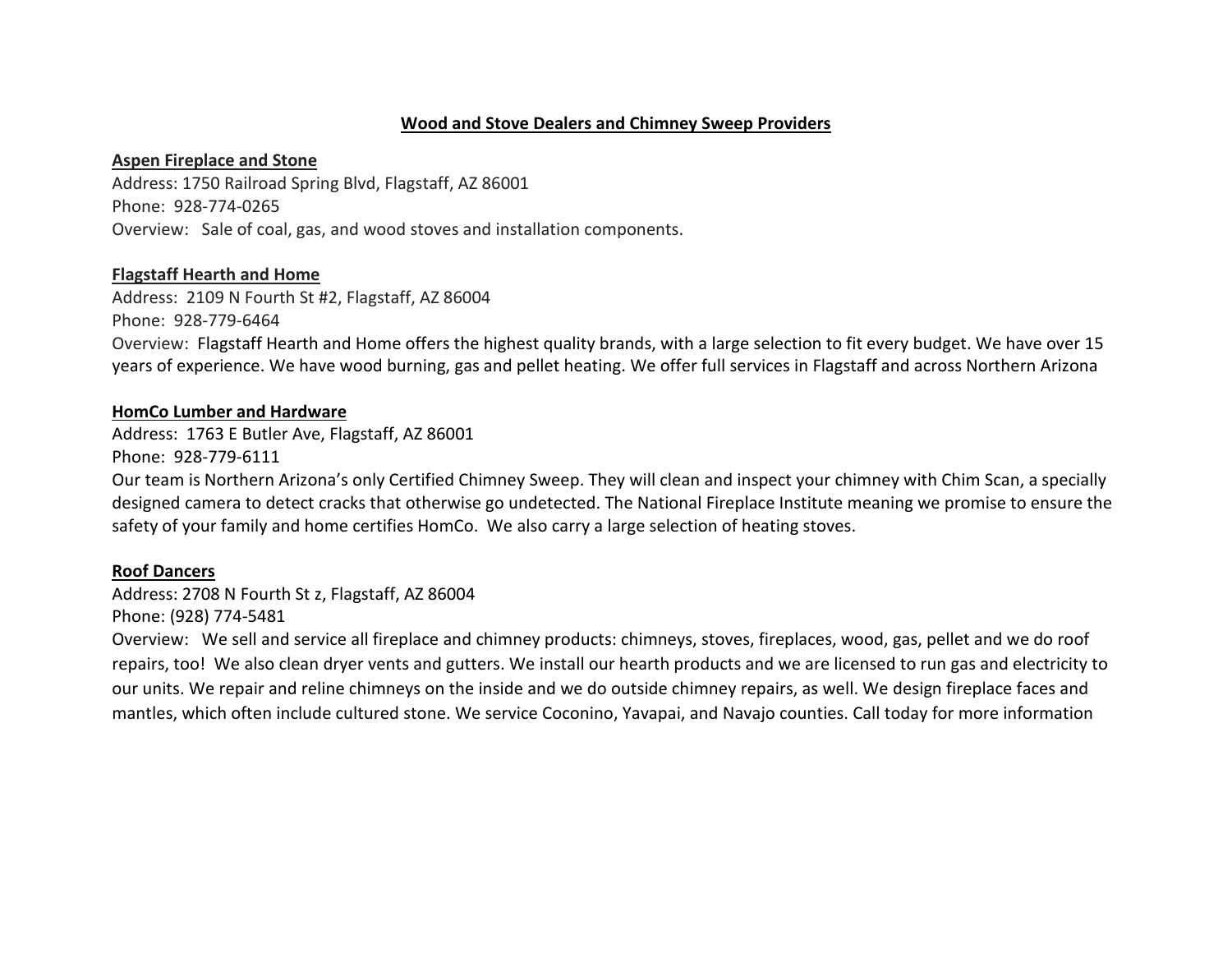## Wood and Stove Dealers and Chimney Sweep Providers

**Aspen Fireplace and Stone**

Address: 1750 Railroad Spring Blvd, Flagstaff, AZ 86001
Phone: 928-774-0265
Overview: Sale of coal, gas, and wood stoves and installation components.

**Flagstaff Hearth and Home**

Address: 2109 N Fourth St #2, Flagstaff, AZ 86004
Phone: 928-779-6464
Overview: Flagstaff Hearth and Home offers the highest quality brands, with a large selection to fit every budget. We have over 15 years of experience. We have wood burning, gas and pellet heating. We offer full services in Flagstaff and across Northern Arizona

**HomCo Lumber and Hardware**

Address: 1763 E Butler Ave, Flagstaff, AZ 86001
Phone: 928-779-6111
Our team is Northern Arizona's only Certified Chimney Sweep. They will clean and inspect your chimney with Chim Scan, a specially designed camera to detect cracks that otherwise go undetected. The National Fireplace Institute meaning we promise to ensure the safety of your family and home certifies HomCo. We also carry a large selection of heating stoves.

**Roof Dancers**

Address: 2708 N Fourth St z, Flagstaff, AZ 86004
Phone: (928) 774-5481
Overview: We sell and service all fireplace and chimney products: chimneys, stoves, fireplaces, wood, gas, pellet and we do roof repairs, too! We also clean dryer vents and gutters. We install our hearth products and we are licensed to run gas and electricity to our units. We repair and reline chimneys on the inside and we do outside chimney repairs, as well. We design fireplace faces and mantles, which often include cultured stone. We service Coconino, Yavapai, and Navajo counties. Call today for more information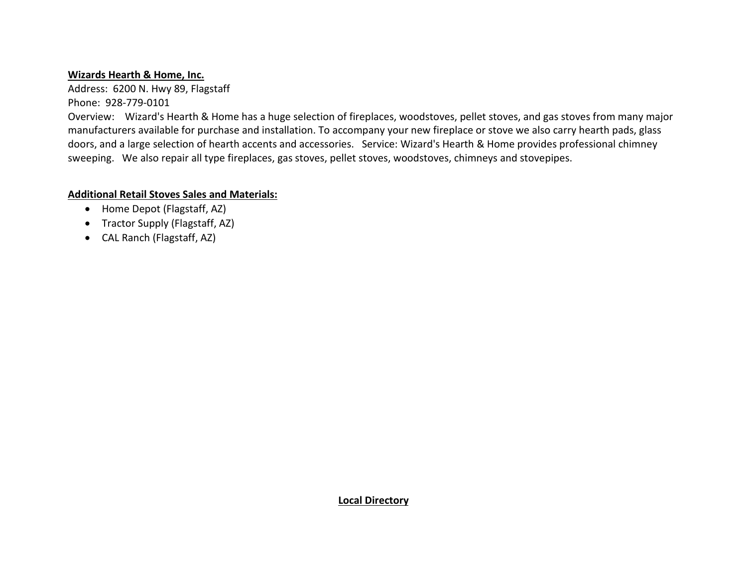**Wizards Hearth & Home, Inc.**
Address: 6200 N. Hwy 89, Flagstaff
Phone: 928-779-0101
Overview: Wizard's Hearth & Home has a huge selection of fireplaces, woodstoves, pellet stoves, and gas stoves from many major manufacturers available for purchase and installation. To accompany your new fireplace or stove we also carry hearth pads, glass doors, and a large selection of hearth accents and accessories. Service: Wizard's Hearth & Home provides professional chimney sweeping. We also repair all type fireplaces, gas stoves, pellet stoves, woodstoves, chimneys and stovepipes.

**Additional Retail Stoves Sales and Materials:**

- Home Depot (Flagstaff, AZ)
- Tractor Supply (Flagstaff, AZ)
- CAL Ranch (Flagstaff, AZ)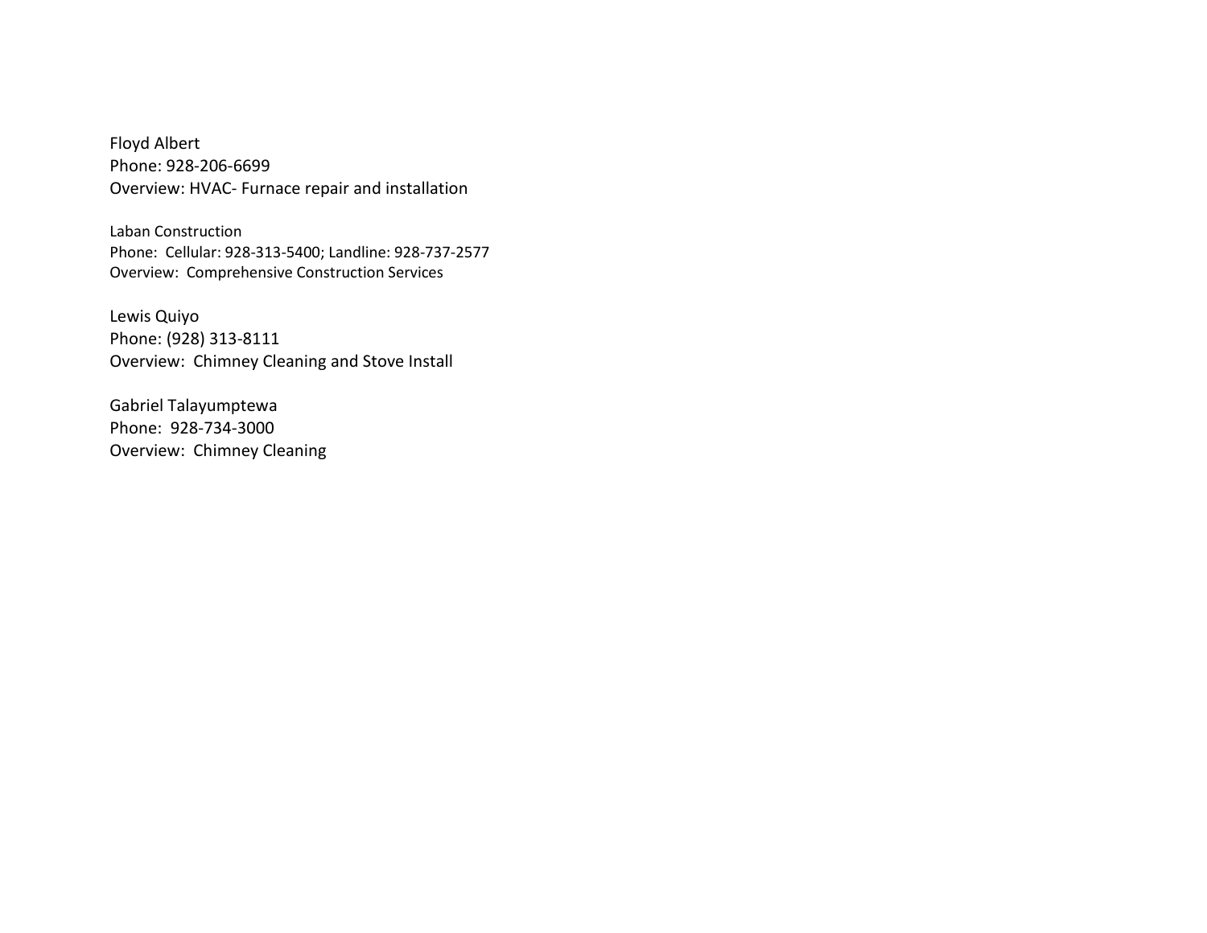Floyd Albert
Phone: 928-206-6699
Overview: HVAC- Furnace repair and installation

Laban Construction
Phone: Cellular: 928-313-5400; Landline: 928-737-2577
Overview: Comprehensive Construction Services

Lewis Quiyo
Phone: (928) 313-8111
Overview: Chimney Cleaning and Stove Install

Gabriel Talayumptewa
Phone: 928-734-3000
Overview: Chimney Cleaning